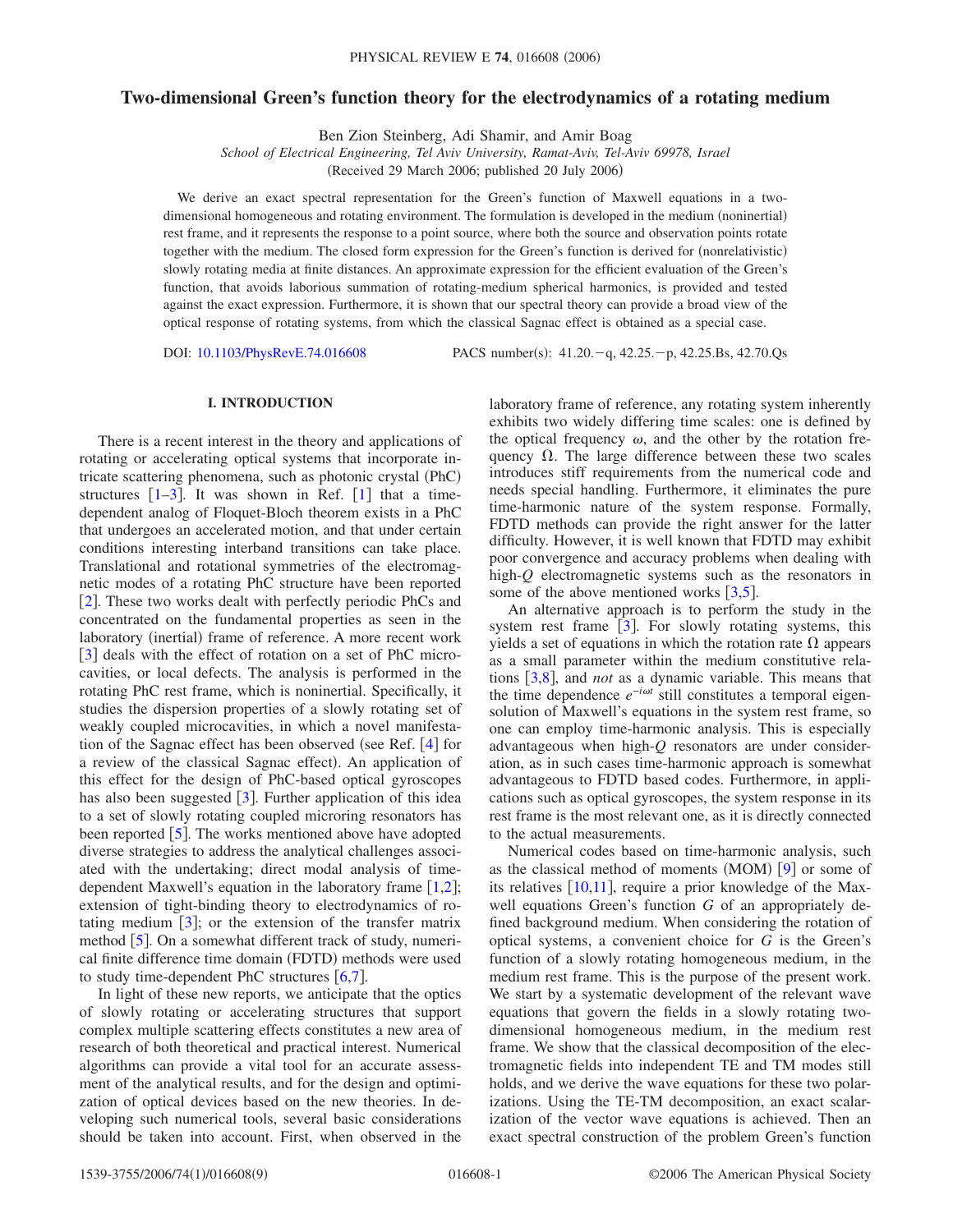# Two-dimensional Green's function theory for the electrodynamics of a rotating medium

Ben Zion Steinberg, Adi Shamir, and Amir Boag

*School of Electrical Engineering, Tel Aviv University, Ramat-Aviv, Tel-Aviv 69978, Israel*

(Received 29 March 2006; published 20 July 2006)

We derive an exact spectral representation for the Green's function of Maxwell equations in a two-dimensional homogeneous and rotating environment. The formulation is developed in the medium (noninertial) rest frame, and it represents the response to a point source, where both the source and observation points rotate together with the medium. The closed form expression for the Green's function is derived for (nonrelativistic) slowly rotating media at finite distances. An approximate expression for the efficient evaluation of the Green's function, that avoids laborious summation of rotating-medium spherical harmonics, is provided and tested against the exact expression. Furthermore, it is shown that our spectral theory can provide a broad view of the optical response of rotating systems, from which the classical Sagnac effect is obtained as a special case.

DOI: 10.1103/PhysRevE.74.016608 PACS number(s): 41.20.−q, 42.25.−p, 42.25.Bs, 42.70.Qs

## I. INTRODUCTION

There is a recent interest in the theory and applications of rotating or accelerating optical systems that incorporate intricate scattering phenomena, such as photonic crystal (PhC) structures [1–3]. It was shown in Ref. [1] that a time-dependent analog of Floquet-Bloch theorem exists in a PhC that undergoes an accelerated motion, and that under certain conditions interesting interband transitions can take place. Translational and rotational symmetries of the electromagnetic modes of a rotating PhC structure have been reported [2]. These two works dealt with perfectly periodic PhCs and concentrated on the fundamental properties as seen in the laboratory (inertial) frame of reference. A more recent work [3] deals with the effect of rotation on a set of PhC microcavities, or local defects. The analysis is performed in the rotating PhC rest frame, which is noninertial. Specifically, it studies the dispersion properties of a slowly rotating set of weakly coupled microcavities, in which a novel manifestation of the Sagnac effect has been observed (see Ref. [4] for a review of the classical Sagnac effect). An application of this effect for the design of PhC-based optical gyroscopes has also been suggested [3]. Further application of this idea to a set of slowly rotating coupled microring resonators has been reported [5]. The works mentioned above have adopted diverse strategies to address the analytical challenges associated with the undertaking; direct modal analysis of time-dependent Maxwell's equation in the laboratory frame [1,2]; extension of tight-binding theory to electrodynamics of rotating medium [3]; or the extension of the transfer matrix method [5]. On a somewhat different track of study, numerical finite difference time domain (FDTD) methods were used to study time-dependent PhC structures [6,7].

In light of these new reports, we anticipate that the optics of slowly rotating or accelerating structures that support complex multiple scattering effects constitutes a new area of research of both theoretical and practical interest. Numerical algorithms can provide a vital tool for an accurate assessment of the analytical results, and for the design and optimization of optical devices based on the new theories. In developing such numerical tools, several basic considerations should be taken into account. First, when observed in the laboratory frame of reference, any rotating system inherently exhibits two widely differing time scales: one is defined by the optical frequency $\omega$, and the other by the rotation frequency $\Omega$. The large difference between these two scales introduces stiff requirements from the numerical code and needs special handling. Furthermore, it eliminates the pure time-harmonic nature of the system response. Formally, FDTD methods can provide the right answer for the latter difficulty. However, it is well known that FDTD may exhibit poor convergence and accuracy problems when dealing with high-$Q$ electromagnetic systems such as the resonators in some of the above mentioned works [3,5].

An alternative approach is to perform the study in the system rest frame [3]. For slowly rotating systems, this yields a set of equations in which the rotation rate $\Omega$ appears as a small parameter within the medium constitutive relations [3,8], and *not* as a dynamic variable. This means that the time dependence $e^{-i\omega t}$ still constitutes a temporal eigensolution of Maxwell's equations in the system rest frame, so one can employ time-harmonic analysis. This is especially advantageous when high-$Q$ resonators are under consideration, as in such cases time-harmonic approach is somewhat advantageous to FDTD based codes. Furthermore, in applications such as optical gyroscopes, the system response in its rest frame is the most relevant one, as it is directly connected to the actual measurements.

Numerical codes based on time-harmonic analysis, such as the classical method of moments (MOM) [9] or some of its relatives [10,11], require a prior knowledge of the Maxwell equations Green's function $G$ of an appropriately defined background medium. When considering the rotation of optical systems, a convenient choice for $G$ is the Green's function of a slowly rotating homogeneous medium, in the medium rest frame. This is the purpose of the present work. We start by a systematic development of the relevant wave equations that govern the fields in a slowly rotating two-dimensional homogeneous medium, in the medium rest frame. We show that the classical decomposition of the electromagnetic fields into independent TE and TM modes still holds, and we derive the wave equations for these two polarizations. Using the TE-TM decomposition, an exact scalarization of the vector wave equations is achieved. Then an exact spectral construction of the problem Green's function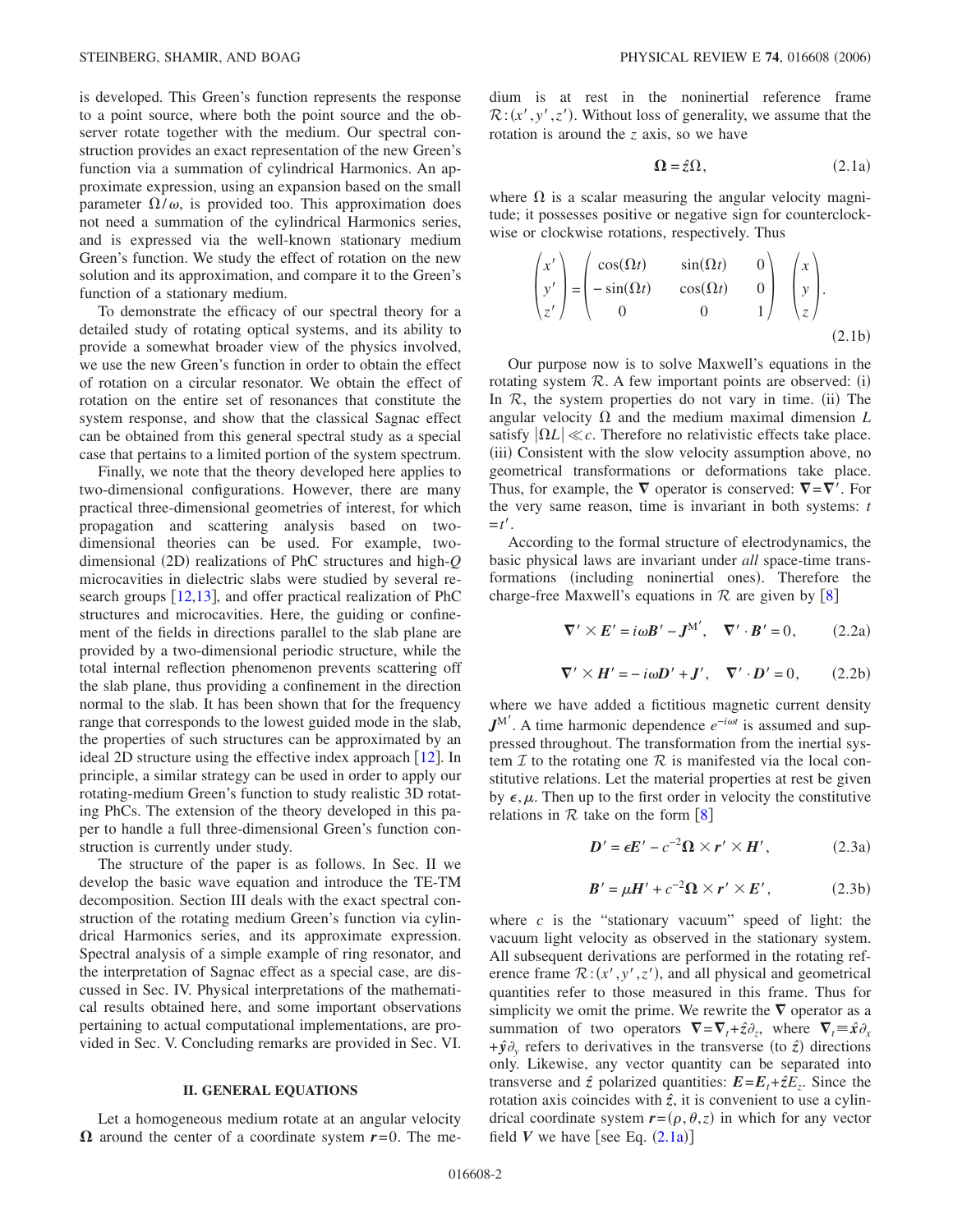is developed. This Green's function represents the response to a point source, where both the point source and the observer rotate together with the medium. Our spectral construction provides an exact representation of the new Green's function via a summation of cylindrical Harmonics. An approximate expression, using an expansion based on the small parameter $\Omega/\omega$, is provided too. This approximation does not need a summation of the cylindrical Harmonics series, and is expressed via the well-known stationary medium Green's function. We study the effect of rotation on the new solution and its approximation, and compare it to the Green's function of a stationary medium.

To demonstrate the efficacy of our spectral theory for a detailed study of rotating optical systems, and its ability to provide a somewhat broader view of the physics involved, we use the new Green's function in order to obtain the effect of rotation on a circular resonator. We obtain the effect of rotation on the entire set of resonances that constitute the system response, and show that the classical Sagnac effect can be obtained from this general spectral study as a special case that pertains to a limited portion of the system spectrum.

Finally, we note that the theory developed here applies to two-dimensional configurations. However, there are many practical three-dimensional geometries of interest, for which propagation and scattering analysis based on two-dimensional theories can be used. For example, two-dimensional (2D) realizations of PhC structures and high-$Q$ microcavities in dielectric slabs were studied by several research groups [12,13], and offer practical realization of PhC structures and microcavities. Here, the guiding or confinement of the fields in directions parallel to the slab plane are provided by a two-dimensional periodic structure, while the total internal reflection phenomenon prevents scattering off the slab plane, thus providing a confinement in the direction normal to the slab. It has been shown that for the frequency range that corresponds to the lowest guided mode in the slab, the properties of such structures can be approximated by an ideal 2D structure using the effective index approach [12]. In principle, a similar strategy can be used in order to apply our rotating-medium Green's function to study realistic 3D rotating PhCs. The extension of the theory developed in this paper to handle a full three-dimensional Green's function construction is currently under study.

The structure of the paper is as follows. In Sec. II we develop the basic wave equation and introduce the TE-TM decomposition. Section III deals with the exact spectral construction of the rotating medium Green's function via cylindrical Harmonics series, and its approximate expression. Spectral analysis of a simple example of ring resonator, and the interpretation of Sagnac effect as a special case, are discussed in Sec. IV. Physical interpretations of the mathematical results obtained here, and some important observations pertaining to actual computational implementations, are provided in Sec. V. Concluding remarks are provided in Sec. VI.

## II. GENERAL EQUATIONS

Let a homogeneous medium rotate at an angular velocity $\boldsymbol{\Omega}$ around the center of a coordinate system $\boldsymbol{r}=0$. The medium is at rest in the noninertial reference frame $\mathcal{R}:(x',y',z')$. Without loss of generality, we assume that the rotation is around the $z$ axis, so we have

$$\boldsymbol{\Omega}=\hat{z}\Omega, \tag{2.1a}$$

where $\Omega$ is a scalar measuring the angular velocity magnitude; it possesses positive or negative sign for counterclockwise or clockwise rotations, respectively. Thus

$$\begin{pmatrix} x' \\ y' \\ z' \end{pmatrix} = \begin{pmatrix} \cos(\Omega t) & \sin(\Omega t) & 0 \\ -\sin(\Omega t) & \cos(\Omega t) & 0 \\ 0 & 0 & 1 \end{pmatrix} \begin{pmatrix} x \\ y \\ z \end{pmatrix}. \tag{2.1b}$$

Our purpose now is to solve Maxwell's equations in the rotating system $\mathcal{R}$. A few important points are observed: (i) In $\mathcal{R}$, the system properties do not vary in time. (ii) The angular velocity $\Omega$ and the medium maximal dimension $L$ satisfy $|\Omega L| \ll c$. Therefore no relativistic effects take place. (iii) Consistent with the slow velocity assumption above, no geometrical transformations or deformations take place. Thus, for example, the $\boldsymbol{\nabla}$ operator is conserved: $\boldsymbol{\nabla}=\boldsymbol{\nabla}'$. For the very same reason, time is invariant in both systems: $t=t'$.

According to the formal structure of electrodynamics, the basic physical laws are invariant under *all* space-time transformations (including noninertial ones). Therefore the charge-free Maxwell's equations in $\mathcal{R}$ are given by [8]

$$\boldsymbol{\nabla}' \times \boldsymbol{E}' = i\omega \boldsymbol{B}' - \boldsymbol{J}^{M'}, \quad \boldsymbol{\nabla}' \cdot \boldsymbol{B}' = 0, \tag{2.2a}$$

$$\boldsymbol{\nabla}' \times \boldsymbol{H}' = -i\omega \boldsymbol{D}' + \boldsymbol{J}', \quad \boldsymbol{\nabla}' \cdot \boldsymbol{D}' = 0, \tag{2.2b}$$

where we have added a fictitious magnetic current density $\boldsymbol{J}^{M'}$. A time harmonic dependence $e^{-i\omega t}$ is assumed and suppressed throughout. The transformation from the inertial system $\mathcal{I}$ to the rotating one $\mathcal{R}$ is manifested via the local constitutive relations. Let the material properties at rest be given by $\epsilon, \mu$. Then up to the first order in velocity the constitutive relations in $\mathcal{R}$ take on the form [8]

$$\boldsymbol{D}' = \epsilon \boldsymbol{E}' - c^{-2}\boldsymbol{\Omega} \times \boldsymbol{r}' \times \boldsymbol{H}', \tag{2.3a}$$

$$\boldsymbol{B}' = \mu \boldsymbol{H}' + c^{-2}\boldsymbol{\Omega} \times \boldsymbol{r}' \times \boldsymbol{E}', \tag{2.3b}$$

where $c$ is the "stationary vacuum" speed of light: the vacuum light velocity as observed in the stationary system. All subsequent derivations are performed in the rotating reference frame $\mathcal{R}:(x',y',z')$, and all physical and geometrical quantities refer to those measured in this frame. Thus for simplicity we omit the prime. We rewrite the $\boldsymbol{\nabla}$ operator as a summation of two operators $\boldsymbol{\nabla}=\boldsymbol{\nabla}_t+\hat{z}\partial_z$, where $\boldsymbol{\nabla}_t \equiv \hat{x}\partial_x + \hat{y}\partial_y$ refers to derivatives in the transverse (to $\hat{z}$) directions only. Likewise, any vector quantity can be separated into transverse and $\hat{z}$ polarized quantities: $\boldsymbol{E}=\boldsymbol{E}_t+\hat{z}E_z$. Since the rotation axis coincides with $\hat{z}$, it is convenient to use a cylindrical coordinate system $\boldsymbol{r}=(\rho,\theta,z)$ in which for any vector field $\boldsymbol{V}$ we have [see Eq. (2.1a)]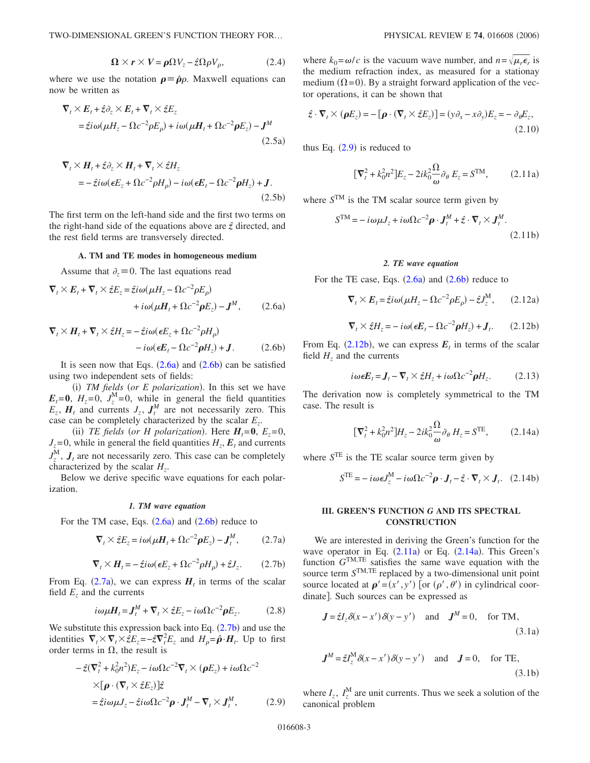$$\boldsymbol{\Omega} \times \boldsymbol{r} \times \boldsymbol{V} = \boldsymbol{\rho}\Omega V_z - \hat{z}\Omega\rho V_\rho, \tag{2.4}$$

where we use the notation $\boldsymbol{\rho} \equiv \hat{\boldsymbol{\rho}}\rho$. Maxwell equations can now be written as

$$\begin{aligned}\nabla_t \times \boldsymbol{E}_t + \hat{z}\partial_z \times \boldsymbol{E}_t + \nabla_t \times \hat{z}E_z \\ = \hat{z}i\omega(\mu H_z - \Omega c^{-2}\rho E_\rho) + i\omega(\mu \boldsymbol{H}_t + \Omega c^{-2}\boldsymbol{\rho}E_z) - \boldsymbol{J}^M\end{aligned} \tag{2.5a}$$

$$\begin{aligned}\nabla_t \times \boldsymbol{H}_t + \hat{z}\partial_z \times \boldsymbol{H}_t + \nabla_t \times \hat{z}H_z \\ = -\hat{z}i\omega(\epsilon E_z + \Omega c^{-2}\rho H_\rho) - i\omega(\epsilon \boldsymbol{E}_t - \Omega c^{-2}\boldsymbol{\rho}H_z) + \boldsymbol{J}.\end{aligned} \tag{2.5b}$$

The first term on the left-hand side and the first two terms on the right-hand side of the equations above are $\hat{z}$ directed, and the rest field terms are transversely directed.

### A. TM and TE modes in homogeneous medium

Assume that $\partial_z \equiv 0$. The last equations read

$$\begin{aligned}\nabla_t \times \boldsymbol{E}_t + \nabla_t \times \hat{z}E_z = \hat{z}i\omega(\mu H_z - \Omega c^{-2}\rho E_\rho) \\ + i\omega(\mu \boldsymbol{H}_t + \Omega c^{-2}\boldsymbol{\rho}E_z) - \boldsymbol{J}^M,\end{aligned} \tag{2.6a}$$

$$\begin{aligned}\nabla_t \times \boldsymbol{H}_t + \nabla_t \times \hat{z}H_z = -\hat{z}i\omega(\epsilon E_z + \Omega c^{-2}\rho H_\rho) \\ - i\omega(\epsilon \boldsymbol{E}_t - \Omega c^{-2}\boldsymbol{\rho}H_z) + \boldsymbol{J}.\end{aligned} \tag{2.6b}$$

It is seen now that Eqs. (2.6a) and (2.6b) can be satisfied using two independent sets of fields:

(i) *TM fields* (*or E polarization*). In this set we have $\boldsymbol{E}_t = \boldsymbol{0}$, $H_z = 0$, $J_z^M = 0$, while in general the field quantities $E_z$, $\boldsymbol{H}_t$ and currents $J_z$, $\boldsymbol{J}_t^M$ are not necessarily zero. This case can be completely characterized by the scalar $E_z$.

(ii) *TE fields* (*or H polarization*). Here $\boldsymbol{H}_t = \boldsymbol{0}$, $E_z = 0$, $J_z = 0$, while in general the field quantities $H_z$, $\boldsymbol{E}_t$ and currents $J_z^M$, $\boldsymbol{J}_t$ are not necessarily zero. This case can be completely characterized by the scalar $H_z$.

Below we derive specific wave equations for each polarization.

#### 1. TM wave equation

For the TM case, Eqs. (2.6a) and (2.6b) reduce to

$$\nabla_t \times \hat{z}E_z = i\omega(\mu \boldsymbol{H}_t + \Omega c^{-2}\boldsymbol{\rho}E_z) - \boldsymbol{J}_t^M, \tag{2.7a}$$

$$\nabla_t \times \boldsymbol{H}_t = -\hat{z}i\omega(\epsilon E_z + \Omega c^{-2}\rho H_\rho) + \hat{z}J_z. \tag{2.7b}$$

From Eq. (2.7a), we can express $\boldsymbol{H}_t$ in terms of the scalar field $E_z$ and the currents

$$i\omega\mu \boldsymbol{H}_t = \boldsymbol{J}_t^M + \nabla_t \times \hat{z}E_z - i\omega\Omega c^{-2}\boldsymbol{\rho}E_z. \tag{2.8}$$

We substitute this expression back into Eq. (2.7b) and use the identities $\nabla_t \times \nabla_t \times \hat{z}E_z = -\hat{z}\nabla_t^2 E_z$ and $H_\rho = \hat{\boldsymbol{\rho}} \cdot \boldsymbol{H}_t$. Up to first order terms in $\Omega$, the result is

$$\begin{aligned}-\hat{z}(\nabla_t^2 + k_0^2 n^2)E_z - i\omega\Omega c^{-2}\nabla_t \times (\boldsymbol{\rho}E_z) + i\omega\Omega c^{-2} \\ \times [\boldsymbol{\rho} \cdot (\nabla_t \times \hat{z}E_z)]\hat{z} \\ = \hat{z}i\omega\mu J_z - \hat{z}i\omega\Omega c^{-2}\boldsymbol{\rho} \cdot \boldsymbol{J}_t^M - \nabla_t \times \boldsymbol{J}_t^M,\end{aligned} \tag{2.9}$$

where $k_0 = \omega/c$ is the vacuum wave number, and $n = \sqrt{\mu_r \epsilon_r}$ is the medium refraction index, as measured for a stationay medium ($\Omega = 0$). By a straight forward application of the vector operations, it can be shown that

$$\hat{z} \cdot \nabla_t \times (\boldsymbol{\rho}E_z) = -[\boldsymbol{\rho} \cdot (\nabla_t \times \hat{z}E_z)] = (y\partial_x - x\partial_y)E_z = -\partial_\theta E_z, \tag{2.10}$$

thus Eq. (2.9) is reduced to

$$[\nabla_t^2 + k_0^2 n^2]E_z - 2ik_0^2 \frac{\Omega}{\omega}\partial_\theta E_z = S^{\text{TM}}, \tag{2.11a}$$

where $S^{\text{TM}}$ is the TM scalar source term given by

$$S^{\text{TM}} = -i\omega\mu J_z + i\omega\Omega c^{-2}\boldsymbol{\rho} \cdot \boldsymbol{J}_t^M + \hat{z} \cdot \nabla_t \times \boldsymbol{J}_t^M. \tag{2.11b}$$

#### 2. TE wave equation

For the TE case, Eqs. (2.6a) and (2.6b) reduce to

$$\nabla_t \times \boldsymbol{E}_t = \hat{z}i\omega(\mu H_z - \Omega c^{-2}\rho E_\rho) - \hat{z}J_z^M, \tag{2.12a}$$

$$\nabla_t \times \hat{z}H_z = -i\omega(\epsilon \boldsymbol{E}_t - \Omega c^{-2}\boldsymbol{\rho}H_z) + \boldsymbol{J}_t. \tag{2.12b}$$

From Eq. (2.12b), we can express $\boldsymbol{E}_t$ in terms of the scalar field $H_z$ and the currents

$$i\omega\epsilon \boldsymbol{E}_t = \boldsymbol{J}_t - \nabla_t \times \hat{z}H_z + i\omega\Omega c^{-2}\boldsymbol{\rho}H_z. \tag{2.13}$$

The derivation now is completely symmetrical to the TM case. The result is

$$[\nabla_t^2 + k_0^2 n^2]H_z - 2ik_0^2 \frac{\Omega}{\omega}\partial_\theta H_z = S^{\text{TE}}, \tag{2.14a}$$

where $S^{\text{TE}}$ is the TE scalar source term given by

$$S^{\text{TE}} = -i\omega\epsilon J_z^M - i\omega\Omega c^{-2}\boldsymbol{\rho} \cdot \boldsymbol{J}_t - \hat{z} \cdot \nabla_t \times \boldsymbol{J}_t. \tag{2.14b}$$

## III. GREEN'S FUNCTION $G$ AND ITS SPECTRAL CONSTRUCTION

We are interested in deriving the Green's function for the wave operator in Eq. (2.11a) or Eq. (2.14a). This Green's function $G^{\text{TM,TE}}$ satisfies the same wave equation with the source term $S^{\text{TM,TE}}$ replaced by a two-dimensional unit point source located at $\boldsymbol{\rho}' = (x', y')$ [or $(\rho', \theta')$ in cylindrical coordinate]. Such sources can be expressed as

$$\boldsymbol{J} = \hat{z}I_z\delta(x - x')\delta(y - y') \quad \text{and} \quad \boldsymbol{J}^M = 0, \quad \text{for TM}, \tag{3.1a}$$

$$\boldsymbol{J}^M = \hat{z}I_z^M\delta(x - x')\delta(y - y') \quad \text{and} \quad \boldsymbol{J} = 0, \quad \text{for TE}, \tag{3.1b}$$

where $I_z$, $I_z^M$ are unit currents. Thus we seek a solution of the canonical problem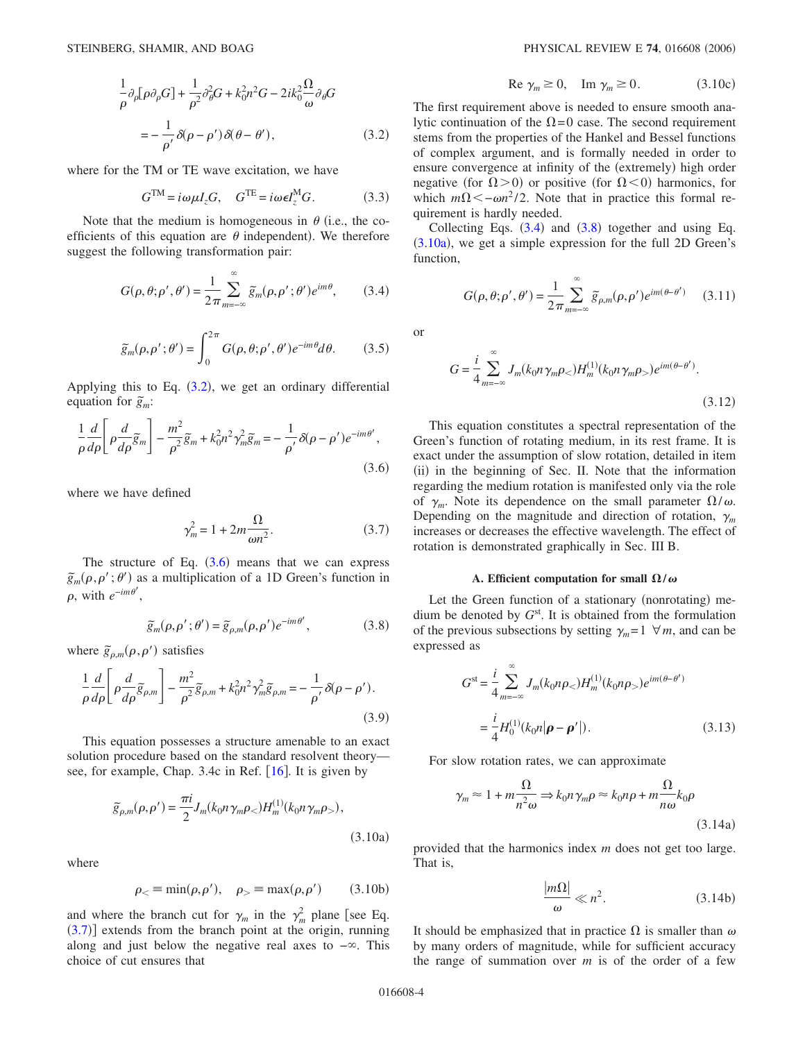$$\frac{1}{\rho}\partial_\rho[\rho\partial_\rho G] + \frac{1}{\rho^2}\partial_\theta^2 G + k_0^2 n^2 G - 2ik_0^2\frac{\Omega}{\omega}\partial_\theta G$$

$$= -\frac{1}{\rho'}\delta(\rho-\rho')\delta(\theta-\theta'), \tag{3.2}$$

where for the TM or TE wave excitation, we have

$$G^{\text{TM}} = i\omega\mu I_z G, \quad G^{\text{TE}} = i\omega\epsilon I_z^{\text{M}} G. \tag{3.3}$$

Note that the medium is homogeneous in $\theta$ (i.e., the coefficients of this equation are $\theta$ independent). We therefore suggest the following transformation pair:

$$G(\rho,\theta;\rho',\theta') = \frac{1}{2\pi}\sum_{m=-\infty}^{\infty}\tilde{g}_m(\rho,\rho';\theta')e^{im\theta}, \tag{3.4}$$

$$\tilde{g}_m(\rho,\rho';\theta') = \int_0^{2\pi} G(\rho,\theta;\rho',\theta')e^{-im\theta}d\theta. \tag{3.5}$$

Applying this to Eq. (3.2), we get an ordinary differential equation for $\tilde{g}_m$:

$$\frac{1}{\rho}\frac{d}{d\rho}\left[\rho\frac{d}{d\rho}\tilde{g}_m\right] - \frac{m^2}{\rho^2}\tilde{g}_m + k_0^2 n^2\gamma_m^2\tilde{g}_m = -\frac{1}{\rho'}\delta(\rho-\rho')e^{-im\theta'}, \tag{3.6}$$

where we have defined

$$\gamma_m^2 = 1 + 2m\frac{\Omega}{\omega n^2}. \tag{3.7}$$

The structure of Eq. (3.6) means that we can express $\tilde{g}_m(\rho,\rho';\theta')$ as a multiplication of a 1D Green's function in $\rho$, with $e^{-im\theta'}$,

$$\tilde{g}_m(\rho,\rho';\theta') = \tilde{g}_{\rho,m}(\rho,\rho')e^{-im\theta'}, \tag{3.8}$$

where $\tilde{g}_{\rho,m}(\rho,\rho')$ satisfies

$$\frac{1}{\rho}\frac{d}{d\rho}\left[\rho\frac{d}{d\rho}\tilde{g}_{\rho,m}\right] - \frac{m^2}{\rho^2}\tilde{g}_{\rho,m} + k_0^2 n^2\gamma_m^2\tilde{g}_{\rho,m} = -\frac{1}{\rho'}\delta(\rho-\rho'). \tag{3.9}$$

This equation possesses a structure amenable to an exact solution procedure based on the standard resolvent theory—see, for example, Chap. 3.4c in Ref. [16]. It is given by

$$\tilde{g}_{\rho,m}(\rho,\rho') = \frac{\pi i}{2}J_m(k_0 n\gamma_m\rho_<)H_m^{(1)}(k_0 n\gamma_m\rho_>), \tag{3.10a}$$

where

$$\rho_< \equiv \min(\rho,\rho'), \quad \rho_> \equiv \max(\rho,\rho') \tag{3.10b}$$

and where the branch cut for $\gamma_m$ in the $\gamma_m^2$ plane [see Eq. (3.7)] extends from the branch point at the origin, running along and just below the negative real axes to $-\infty$. This choice of cut ensures that

$$\text{Re}\,\gamma_m \geq 0, \quad \text{Im}\,\gamma_m \geq 0. \tag{3.10c}$$

The first requirement above is needed to ensure smooth analytic continuation of the $\Omega=0$ case. The second requirement stems from the properties of the Hankel and Bessel functions of complex argument, and is formally needed in order to ensure convergence at infinity of the (extremely) high order negative (for $\Omega>0$) or positive (for $\Omega<0$) harmonics, for which $m\Omega < -\omega n^2/2$. Note that in practice this formal requirement is hardly needed.

Collecting Eqs. (3.4) and (3.8) together and using Eq. (3.10a), we get a simple expression for the full 2D Green's function,

$$G(\rho,\theta;\rho',\theta') = \frac{1}{2\pi}\sum_{m=-\infty}^{\infty}\tilde{g}_{\rho,m}(\rho,\rho')e^{im(\theta-\theta')} \tag{3.11}$$

or

$$G = \frac{i}{4}\sum_{m=-\infty}^{\infty}J_m(k_0 n\gamma_m\rho_<)H_m^{(1)}(k_0 n\gamma_m\rho_>)e^{im(\theta-\theta')}. \tag{3.12}$$

This equation constitutes a spectral representation of the Green's function of rotating medium, in its rest frame. It is exact under the assumption of slow rotation, detailed in item (ii) in the beginning of Sec. II. Note that the information regarding the medium rotation is manifested only via the role of $\gamma_m$. Note its dependence on the small parameter $\Omega/\omega$. Depending on the magnitude and direction of rotation, $\gamma_m$ increases or decreases the effective wavelength. The effect of rotation is demonstrated graphically in Sec. III B.

### A. Efficient computation for small $\Omega/\omega$

Let the Green function of a stationary (nonrotating) medium be denoted by $G^{\text{st}}$. It is obtained from the formulation of the previous subsections by setting $\gamma_m = 1\ \forall m$, and can be expressed as

$$G^{\text{st}} = \frac{i}{4}\sum_{m=-\infty}^{\infty}J_m(k_0 n\rho_<)H_m^{(1)}(k_0 n\rho_>)e^{im(\theta-\theta')}$$

$$= \frac{i}{4}H_0^{(1)}(k_0 n|\boldsymbol{\rho}-\boldsymbol{\rho}'|). \tag{3.13}$$

For slow rotation rates, we can approximate

$$\gamma_m \approx 1 + m\frac{\Omega}{n^2\omega} \Rightarrow k_0 n\gamma_m\rho \approx k_0 n\rho + m\frac{\Omega}{n\omega}k_0\rho \tag{3.14a}$$

provided that the harmonics index $m$ does not get too large. That is,

$$\frac{|m\Omega|}{\omega} \ll n^2. \tag{3.14b}$$

It should be emphasized that in practice $\Omega$ is smaller than $\omega$ by many orders of magnitude, while for sufficient accuracy the range of summation over $m$ is of the order of a few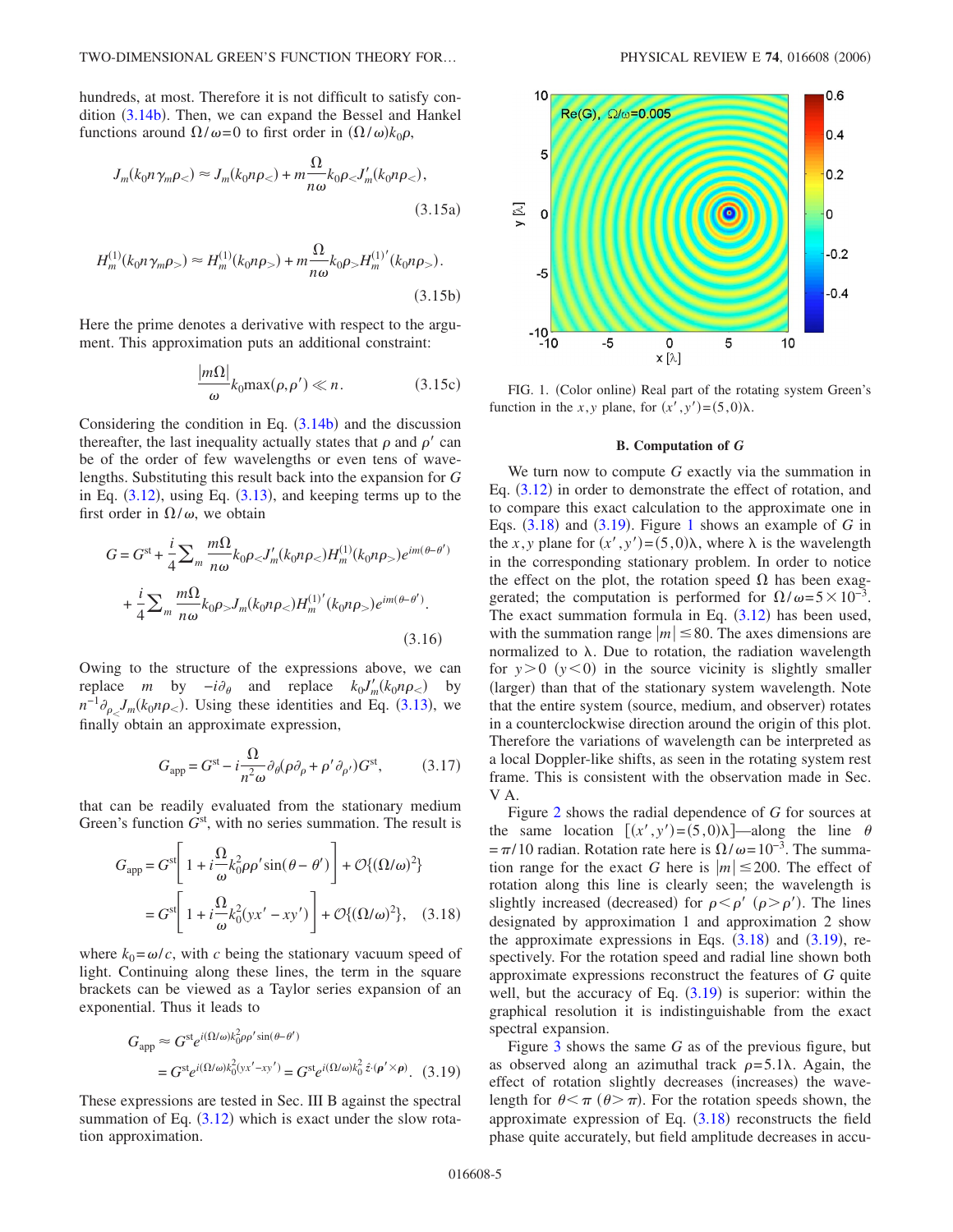hundreds, at most. Therefore it is not difficult to satisfy condition (3.14b). Then, we can expand the Bessel and Hankel functions around $\Omega/\omega=0$ to first order in $(\Omega/\omega)k_0\rho$,

$$J_m(k_0 n\gamma_m\rho_<) \approx J_m(k_0 n\rho_<) + m\frac{\Omega}{n\omega}k_0\rho_< J_m'(k_0 n\rho_<), \tag{3.15a}$$

$$H_m^{(1)}(k_0 n\gamma_m\rho_>) \approx H_m^{(1)}(k_0 n\rho_>) + m\frac{\Omega}{n\omega}k_0\rho_> H_m^{(1)\prime}(k_0 n\rho_>). \tag{3.15b}$$

Here the prime denotes a derivative with respect to the argument. This approximation puts an additional constraint:

$$\frac{|m\Omega|}{\omega}k_0\max(\rho,\rho') \ll n. \tag{3.15c}$$

Considering the condition in Eq. (3.14b) and the discussion thereafter, the last inequality actually states that $\rho$ and $\rho'$ can be of the order of few wavelengths or even tens of wavelengths. Substituting this result back into the expansion for $G$ in Eq. (3.12), using Eq. (3.13), and keeping terms up to the first order in $\Omega/\omega$, we obtain

$$G = G^{\mathrm{st}} + \frac{i}{4}\sum_m \frac{m\Omega}{n\omega}k_0\rho_< J_m'(k_0 n\rho_<)H_m^{(1)}(k_0 n\rho_>)e^{im(\theta-\theta')} + \frac{i}{4}\sum_m \frac{m\Omega}{n\omega}k_0\rho_> J_m(k_0 n\rho_<)H_m^{(1)\prime}(k_0 n\rho_>)e^{im(\theta-\theta')}. \tag{3.16}$$

Owing to the structure of the expressions above, we can replace $m$ by $-i\partial_\theta$ and replace $k_0 J_m'(k_0 n\rho_<)$ by $n^{-1}\partial_{\rho_<}J_m(k_0 n\rho_<)$. Using these identities and Eq. (3.13), we finally obtain an approximate expression,

$$G_{\mathrm{app}} = G^{\mathrm{st}} - i\frac{\Omega}{n^2\omega}\partial_\theta(\rho\partial_\rho + \rho'\partial_{\rho'})G^{\mathrm{st}}, \tag{3.17}$$

that can be readily evaluated from the stationary medium Green's function $G^{\mathrm{st}}$, with no series summation. The result is

$$G_{\mathrm{app}} = G^{\mathrm{st}}\left[1 + i\frac{\Omega}{\omega}k_0^2\rho\rho'\sin(\theta-\theta')\right] + \mathcal{O}\{(\Omega/\omega)^2\}$$
$$= G^{\mathrm{st}}\left[1 + i\frac{\Omega}{\omega}k_0^2(yx'-xy')\right] + \mathcal{O}\{(\Omega/\omega)^2\}, \tag{3.18}$$

where $k_0=\omega/c$, with $c$ being the stationary vacuum speed of light. Continuing along these lines, the term in the square brackets can be viewed as a Taylor series expansion of an exponential. Thus it leads to

$$G_{\mathrm{app}} \approx G^{\mathrm{st}}e^{i(\Omega/\omega)k_0^2\rho\rho'\sin(\theta-\theta')}$$
$$= G^{\mathrm{st}}e^{i(\Omega/\omega)k_0^2(yx'-xy')} = G^{\mathrm{st}}e^{i(\Omega/\omega)k_0^2\,\hat{z}\cdot(\boldsymbol{\rho}'\times\boldsymbol{\rho})}. \tag{3.19}$$

These expressions are tested in Sec. III B against the spectral summation of Eq. (3.12) which is exact under the slow rotation approximation.

FIG. 1. (Color online) Real part of the rotating system Green's function in the $x,y$ plane, for $(x',y')=(5,0)\lambda$.

### B. Computation of $G$

We turn now to compute $G$ exactly via the summation in Eq. (3.12) in order to demonstrate the effect of rotation, and to compare this exact calculation to the approximate one in Eqs. (3.18) and (3.19). Figure 1 shows an example of $G$ in the $x,y$ plane for $(x',y')=(5,0)\lambda$, where $\lambda$ is the wavelength in the corresponding stationary problem. In order to notice the effect on the plot, the rotation speed $\Omega$ has been exaggerated; the computation is performed for $\Omega/\omega=5\times10^{-3}$. The exact summation formula in Eq. (3.12) has been used, with the summation range $|m|\leq 80$. The axes dimensions are normalized to $\lambda$. Due to rotation, the radiation wavelength for $y>0$ ($y<0$) in the source vicinity is slightly smaller (larger) than that of the stationary system wavelength. Note that the entire system (source, medium, and observer) rotates in a counterclockwise direction around the origin of this plot. Therefore the variations of wavelength can be interpreted as a local Doppler-like shifts, as seen in the rotating system rest frame. This is consistent with the observation made in Sec. V A.

Figure 2 shows the radial dependence of $G$ for sources at the same location $[(x',y')=(5,0)\lambda]$—along the line $\theta=\pi/10$ radian. Rotation rate here is $\Omega/\omega=10^{-3}$. The summation range for the exact $G$ here is $|m|\leq 200$. The effect of rotation along this line is clearly seen; the wavelength is slightly increased (decreased) for $\rho<\rho'$ ($\rho>\rho'$). The lines designated by approximation 1 and approximation 2 show the approximate expressions in Eqs. (3.18) and (3.19), respectively. For the rotation speed and radial line shown both approximate expressions reconstruct the features of $G$ quite well, but the accuracy of Eq. (3.19) is superior: within the graphical resolution it is indistinguishable from the exact spectral expansion.

Figure 3 shows the same $G$ as of the previous figure, but as observed along an azimuthal track $\rho=5.1\lambda$. Again, the effect of rotation slightly decreases (increases) the wavelength for $\theta<\pi$ ($\theta>\pi$). For the rotation speeds shown, the approximate expression of Eq. (3.18) reconstructs the field phase quite accurately, but field amplitude decreases in accu-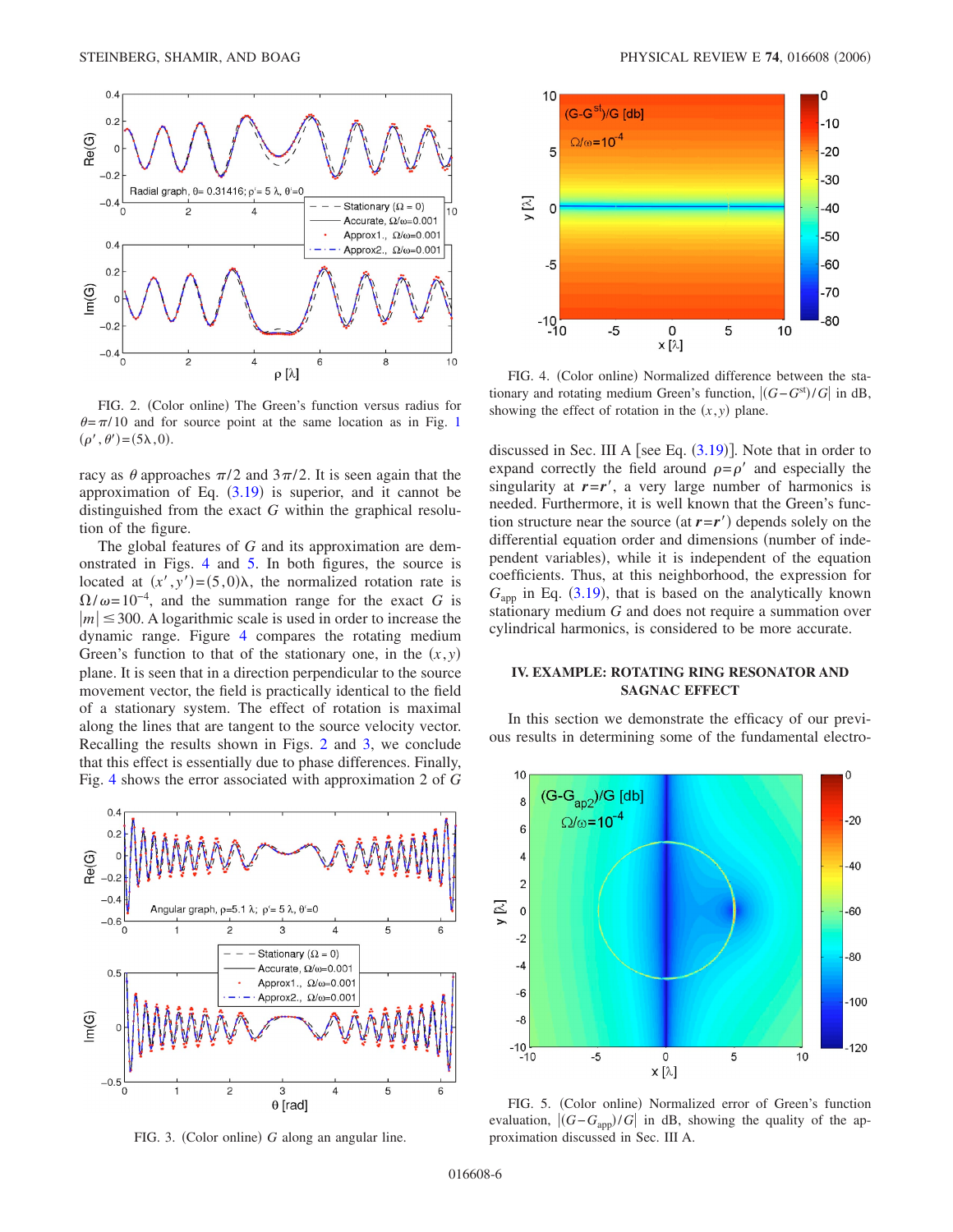FIG. 2. (Color online) The Green's function versus radius for $\theta=\pi/10$ and for source point at the same location as in Fig. 1 $(\rho',\theta')=(5\lambda,0)$.

racy as $\theta$ approaches $\pi/2$ and $3\pi/2$. It is seen again that the approximation of Eq. (3.19) is superior, and it cannot be distinguished from the exact $G$ within the graphical resolution of the figure.

The global features of $G$ and its approximation are demonstrated in Figs. 4 and 5. In both figures, the source is located at $(x',y')=(5,0)\lambda$, the normalized rotation rate is $\Omega/\omega=10^{-4}$, and the summation range for the exact $G$ is $|m|\leq 300$. A logarithmic scale is used in order to increase the dynamic range. Figure 4 compares the rotating medium Green's function to that of the stationary one, in the $(x,y)$ plane. It is seen that in a direction perpendicular to the source movement vector, the field is practically identical to the field of a stationary system. The effect of rotation is maximal along the lines that are tangent to the source velocity vector. Recalling the results shown in Figs. 2 and 3, we conclude that this effect is essentially due to phase differences. Finally, Fig. 4 shows the error associated with approximation 2 of $G$ discussed in Sec. III A [see Eq. (3.19)]. Note that in order to expand correctly the field around $\rho=\rho'$ and especially the singularity at $\boldsymbol{r}=\boldsymbol{r}'$, a very large number of harmonics is needed. Furthermore, it is well known that the Green's function structure near the source (at $\boldsymbol{r}=\boldsymbol{r}'$) depends solely on the differential equation order and dimensions (number of independent variables), while it is independent of the equation coefficients. Thus, at this neighborhood, the expression for $G_{\text{app}}$ in Eq. (3.19), that is based on the analytically known stationary medium $G$ and does not require a summation over cylindrical harmonics, is considered to be more accurate.

FIG. 3. (Color online) $G$ along an angular line.

FIG. 4. (Color online) Normalized difference between the stationary and rotating medium Green's function, $|(G-G^{\text{st}})/G|$ in dB, showing the effect of rotation in the $(x,y)$ plane.

## IV. EXAMPLE: ROTATING RING RESONATOR AND SAGNAC EFFECT

In this section we demonstrate the efficacy of our previous results in determining some of the fundamental electro-

FIG. 5. (Color online) Normalized error of Green's function evaluation, $|(G-G_{\text{app}})/G|$ in dB, showing the quality of the approximation discussed in Sec. III A.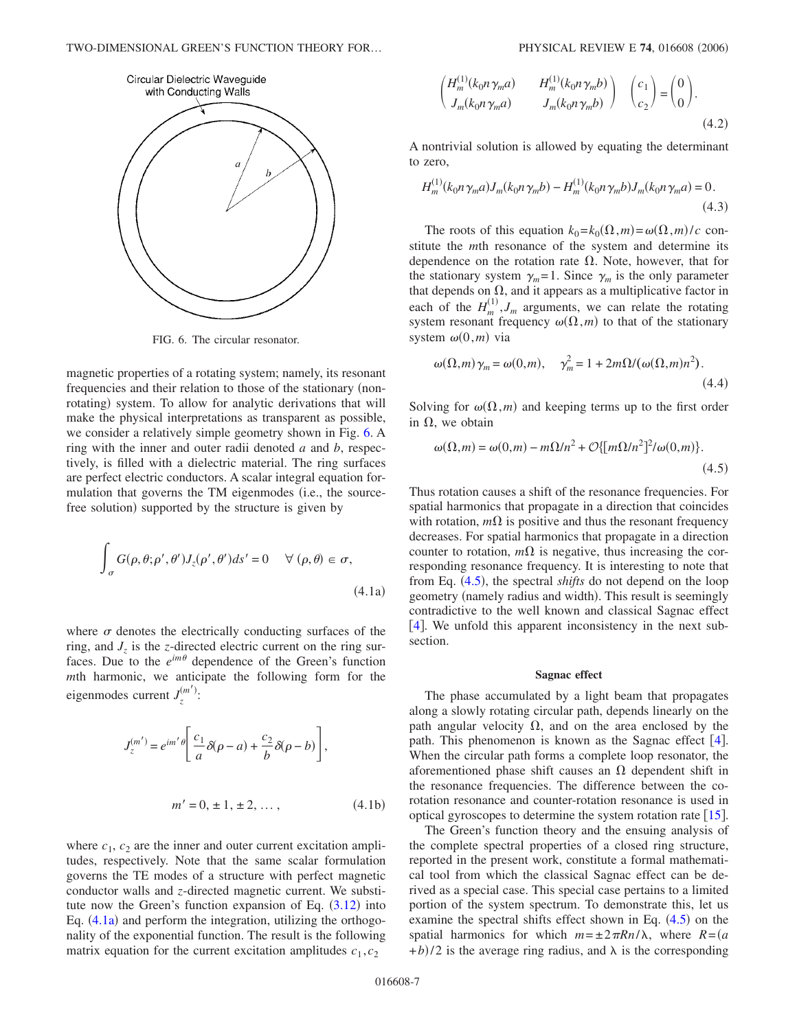Circular Dielectric Waveguide with Conducting Walls

FIG. 6. The circular resonator.

magnetic properties of a rotating system; namely, its resonant frequencies and their relation to those of the stationary (nonrotating) system. To allow for analytic derivations that will make the physical interpretations as transparent as possible, we consider a relatively simple geometry shown in Fig. 6. A ring with the inner and outer radii denoted $a$ and $b$, respectively, is filled with a dielectric material. The ring surfaces are perfect electric conductors. A scalar integral equation formulation that governs the TM eigenmodes (i.e., the source-free solution) supported by the structure is given by

$$\int_{\sigma} G(\rho,\theta;\rho',\theta')J_z(\rho',\theta')ds' = 0 \quad \forall\ (\rho,\theta) \in \sigma, \tag{4.1a}$$

where $\sigma$ denotes the electrically conducting surfaces of the ring, and $J_z$ is the $z$-directed electric current on the ring surfaces. Due to the $e^{im\theta}$ dependence of the Green's function $m$th harmonic, we anticipate the following form for the eigenmodes current $J_z^{(m')}$:

$$J_z^{(m')} = e^{im'\theta}\left[\frac{c_1}{a}\delta(\rho - a) + \frac{c_2}{b}\delta(\rho - b)\right],$$

$$m' = 0, \pm 1, \pm 2, \ldots, \tag{4.1b}$$

where $c_1$, $c_2$ are the inner and outer current excitation amplitudes, respectively. Note that the same scalar formulation governs the TE modes of a structure with perfect magnetic conductor walls and $z$-directed magnetic current. We substitute now the Green's function expansion of Eq. (3.12) into Eq. (4.1a) and perform the integration, utilizing the orthogonality of the exponential function. The result is the following matrix equation for the current excitation amplitudes $c_1, c_2$

$$\begin{pmatrix} H_m^{(1)}(k_0 n\gamma_m a) & H_m^{(1)}(k_0 n\gamma_m b) \\ J_m(k_0 n\gamma_m a) & J_m(k_0 n\gamma_m b) \end{pmatrix} \begin{pmatrix} c_1 \\ c_2 \end{pmatrix} = \begin{pmatrix} 0 \\ 0 \end{pmatrix}. \tag{4.2}$$

A nontrivial solution is allowed by equating the determinant to zero,

$$H_m^{(1)}(k_0 n\gamma_m a)J_m(k_0 n\gamma_m b) - H_m^{(1)}(k_0 n\gamma_m b)J_m(k_0 n\gamma_m a) = 0. \tag{4.3}$$

The roots of this equation $k_0 = k_0(\Omega, m) = \omega(\Omega, m)/c$ constitute the $m$th resonance of the system and determine its dependence on the rotation rate $\Omega$. Note, however, that for the stationary system $\gamma_m = 1$. Since $\gamma_m$ is the only parameter that depends on $\Omega$, and it appears as a multiplicative factor in each of the $H_m^{(1)}, J_m$ arguments, we can relate the rotating system resonant frequency $\omega(\Omega, m)$ to that of the stationary system $\omega(0, m)$ via

$$\omega(\Omega,m)\gamma_m = \omega(0,m), \quad \gamma_m^2 = 1 + 2m\Omega/(\omega(\Omega,m)n^2). \tag{4.4}$$

Solving for $\omega(\Omega, m)$ and keeping terms up to the first order in $\Omega$, we obtain

$$\omega(\Omega,m) = \omega(0,m) - m\Omega/n^2 + \mathcal{O}\{[m\Omega/n^2]^2/\omega(0,m)\}. \tag{4.5}$$

Thus rotation causes a shift of the resonance frequencies. For spatial harmonics that propagate in a direction that coincides with rotation, $m\Omega$ is positive and thus the resonant frequency decreases. For spatial harmonics that propagate in a direction counter to rotation, $m\Omega$ is negative, thus increasing the corresponding resonance frequency. It is interesting to note that from Eq. (4.5), the spectral *shifts* do not depend on the loop geometry (namely radius and width). This result is seemingly contradictive to the well known and classical Sagnac effect [4]. We unfold this apparent inconsistency in the next subsection.

### Sagnac effect

The phase accumulated by a light beam that propagates along a slowly rotating circular path, depends linearly on the path angular velocity $\Omega$, and on the area enclosed by the path. This phenomenon is known as the Sagnac effect [4]. When the circular path forms a complete loop resonator, the aforementioned phase shift causes an $\Omega$ dependent shift in the resonance frequencies. The difference between the co-rotation resonance and counter-rotation resonance is used in optical gyroscopes to determine the system rotation rate [15].

The Green's function theory and the ensuing analysis of the complete spectral properties of a closed ring structure, reported in the present work, constitute a formal mathematical tool from which the classical Sagnac effect can be derived as a special case. This special case pertains to a limited portion of the system spectrum. To demonstrate this, let us examine the spectral shifts effect shown in Eq. (4.5) on the spatial harmonics for which $m = \pm 2\pi Rn/\lambda$, where $R = (a+b)/2$ is the average ring radius, and $\lambda$ is the corresponding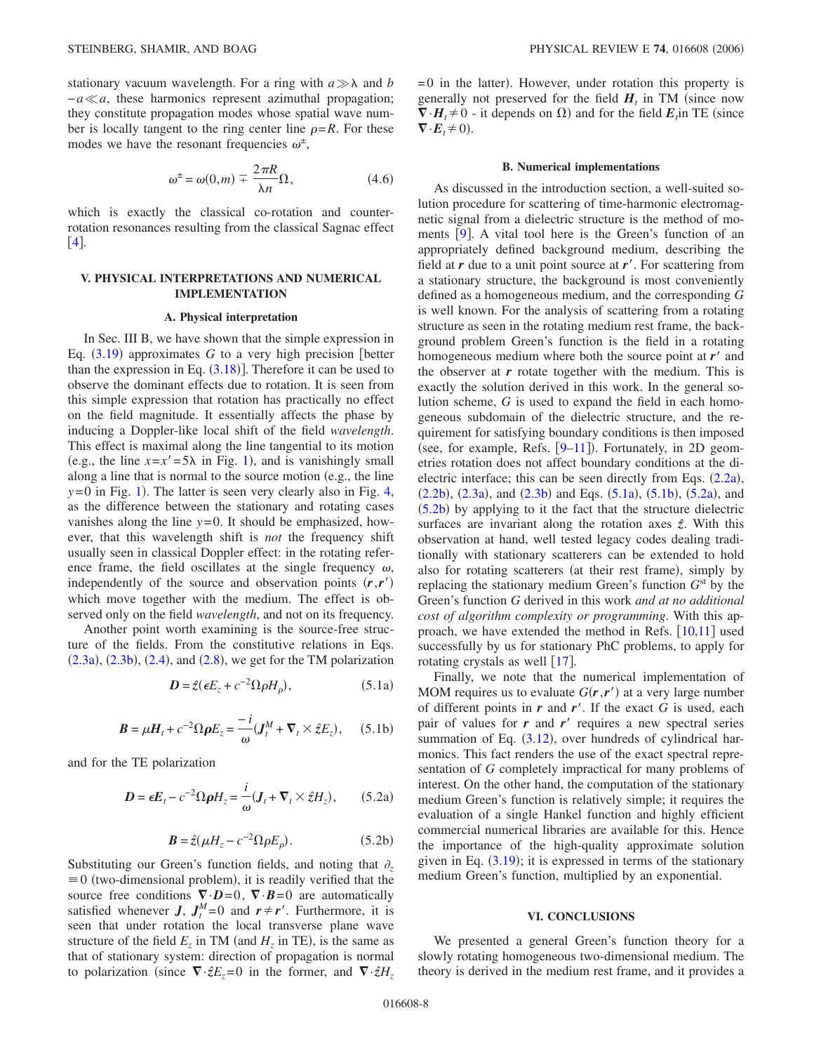stationary vacuum wavelength. For a ring with $a \gg \lambda$ and $b - a \ll a$, these harmonics represent azimuthal propagation; they constitute propagation modes whose spatial wave number is locally tangent to the ring center line $\rho = R$. For these modes we have the resonant frequencies $\omega^{\pm}$,

$$\omega^{\pm} = \omega(0,m) \mp \frac{2\pi R}{\lambda n}\Omega, \tag{4.6}$$

which is exactly the classical co-rotation and counter-rotation resonances resulting from the classical Sagnac effect [4].

## V. PHYSICAL INTERPRETATIONS AND NUMERICAL IMPLEMENTATION

### A. Physical interpretation

In Sec. III B, we have shown that the simple expression in Eq. (3.19) approximates $G$ to a very high precision [better than the expression in Eq. (3.18)]. Therefore it can be used to observe the dominant effects due to rotation. It is seen from this simple expression that rotation has practically no effect on the field magnitude. It essentially affects the phase by inducing a Doppler-like local shift of the field *wavelength*. This effect is maximal along the line tangential to its motion (e.g., the line $x = x' = 5\lambda$ in Fig. 1), and is vanishingly small along a line that is normal to the source motion (e.g., the line $y = 0$ in Fig. 1). The latter is seen very clearly also in Fig. 4, as the difference between the stationary and rotating cases vanishes along the line $y = 0$. It should be emphasized, however, that this wavelength shift is *not* the frequency shift usually seen in classical Doppler effect: in the rotating reference frame, the field oscillates at the single frequency $\omega$, independently of the source and observation points $(\boldsymbol{r}, \boldsymbol{r}')$ which move together with the medium. The effect is observed only on the field *wavelength*, and not on its frequency.

Another point worth examining is the source-free structure of the fields. From the constitutive relations in Eqs. (2.3a), (2.3b), (2.4), and (2.8), we get for the TM polarization

$$\boldsymbol{D} = \hat{z}(\epsilon E_z + c^{-2}\Omega \rho H_\rho), \tag{5.1a}$$

$$\boldsymbol{B} = \mu \boldsymbol{H}_t + c^{-2}\Omega \boldsymbol{\rho} E_z = \frac{-i}{\omega}(\boldsymbol{J}_t^M + \boldsymbol{\nabla}_t \times \hat{z}E_z), \tag{5.1b}$$

and for the TE polarization

$$\boldsymbol{D} = \epsilon \boldsymbol{E}_t - c^{-2}\Omega \boldsymbol{\rho} H_z = \frac{i}{\omega}(\boldsymbol{J}_t + \boldsymbol{\nabla}_t \times \hat{z}H_z), \tag{5.2a}$$

$$\boldsymbol{B} = \hat{z}(\mu H_z - c^{-2}\Omega \rho E_\rho). \tag{5.2b}$$

Substituting our Green's function fields, and noting that $\partial_z \equiv 0$ (two-dimensional problem), it is readily verified that the source free conditions $\boldsymbol{\nabla}\cdot\boldsymbol{D} = 0$, $\boldsymbol{\nabla}\cdot\boldsymbol{B} = 0$ are automatically satisfied whenever $\boldsymbol{J}$, $\boldsymbol{J}_t^M = 0$ and $\boldsymbol{r} \neq \boldsymbol{r}'$. Furthermore, it is seen that under rotation the local transverse plane wave structure of the field $E_z$ in TM (and $H_z$ in TE), is the same as that of stationary system: direction of propagation is normal to polarization (since $\boldsymbol{\nabla}\cdot\hat{z}E_z = 0$ in the former, and $\boldsymbol{\nabla}\cdot\hat{z}H_z = 0$ in the latter). However, under rotation this property is generally not preserved for the field $\boldsymbol{H}_t$ in TM (since now $\boldsymbol{\nabla}\cdot\boldsymbol{H}_t \neq 0$ - it depends on $\Omega$) and for the field $\boldsymbol{E}_t$ in TE (since $\boldsymbol{\nabla}\cdot\boldsymbol{E}_t \neq 0$).

### B. Numerical implementations

As discussed in the introduction section, a well-suited solution procedure for scattering of time-harmonic electromagnetic signal from a dielectric structure is the method of moments [9]. A vital tool here is the Green's function of an appropriately defined background medium, describing the field at $\boldsymbol{r}$ due to a unit point source at $\boldsymbol{r}'$. For scattering from a stationary structure, the background is most conveniently defined as a homogeneous medium, and the corresponding $G$ is well known. For the analysis of scattering from a rotating structure as seen in the rotating medium rest frame, the background problem Green's function is the field in a rotating homogeneous medium where both the source point at $\boldsymbol{r}'$ and the observer at $\boldsymbol{r}$ rotate together with the medium. This is exactly the solution derived in this work. In the general solution scheme, $G$ is used to expand the field in each homogeneous subdomain of the dielectric structure, and the requirement for satisfying boundary conditions is then imposed (see, for example, Refs. [9–11]). Fortunately, in 2D geometries rotation does not affect boundary conditions at the dielectric interface; this can be seen directly from Eqs. (2.2a), (2.2b), (2.3a), and (2.3b) and Eqs. (5.1a), (5.1b), (5.2a), and (5.2b) by applying to it the fact that the structure dielectric surfaces are invariant along the rotation axes $\hat{z}$. With this observation at hand, well tested legacy codes dealing traditionally with stationary scatterers can be extended to hold also for rotating scatterers (at their rest frame), simply by replacing the stationary medium Green's function $G^{\mathrm{st}}$ by the Green's function $G$ derived in this work *and at no additional cost of algorithm complexity or programming*. With this approach, we have extended the method in Refs. [10,11] used successfully by us for stationary PhC problems, to apply for rotating crystals as well [17].

Finally, we note that the numerical implementation of MOM requires us to evaluate $G(\boldsymbol{r}, \boldsymbol{r}')$ at a very large number of different points in $\boldsymbol{r}$ and $\boldsymbol{r}'$. If the exact $G$ is used, each pair of values for $\boldsymbol{r}$ and $\boldsymbol{r}'$ requires a new spectral series summation of Eq. (3.12), over hundreds of cylindrical harmonics. This fact renders the use of the exact spectral representation of $G$ completely impractical for many problems of interest. On the other hand, the computation of the stationary medium Green's function is relatively simple; it requires the evaluation of a single Hankel function and highly efficient commercial numerical libraries are available for this. Hence the importance of the high-quality approximate solution given in Eq. (3.19); it is expressed in terms of the stationary medium Green's function, multiplied by an exponential.

## VI. CONCLUSIONS

We presented a general Green's function theory for a slowly rotating homogeneous two-dimensional medium. The theory is derived in the medium rest frame, and it provides a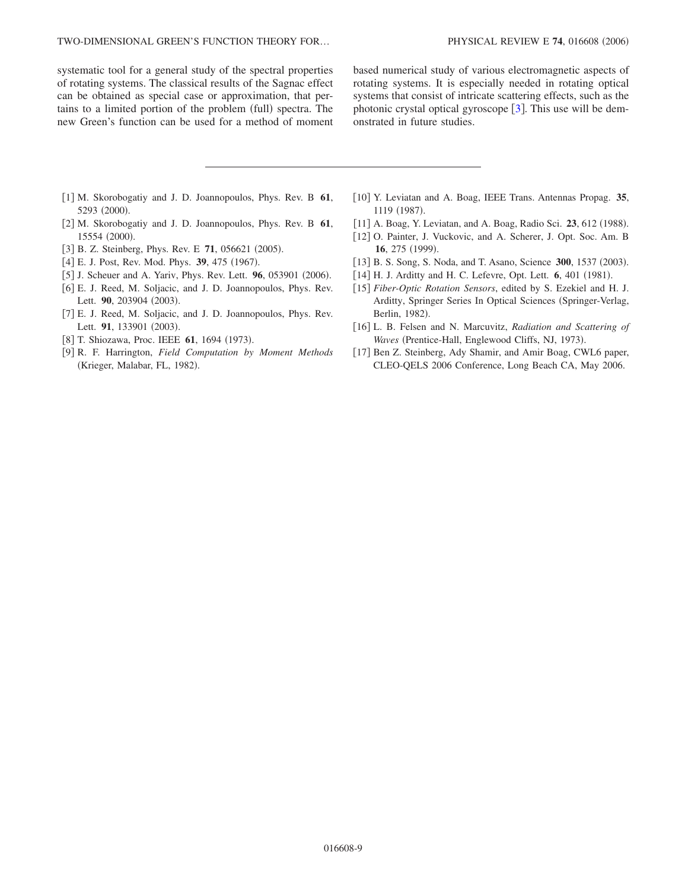systematic tool for a general study of the spectral properties of rotating systems. The classical results of the Sagnac effect can be obtained as special case or approximation, that pertains to a limited portion of the problem (full) spectra. The new Green's function can be used for a method of moment based numerical study of various electromagnetic aspects of rotating systems. It is especially needed in rotating optical systems that consist of intricate scattering effects, such as the photonic crystal optical gyroscope [3]. This use will be demonstrated in future studies.

---

[1] M. Skorobogatiy and J. D. Joannopoulos, Phys. Rev. B **61**, 5293 (2000).

[2] M. Skorobogatiy and J. D. Joannopoulos, Phys. Rev. B **61**, 15554 (2000).

[3] B. Z. Steinberg, Phys. Rev. E **71**, 056621 (2005).

[4] E. J. Post, Rev. Mod. Phys. **39**, 475 (1967).

[5] J. Scheuer and A. Yariv, Phys. Rev. Lett. **96**, 053901 (2006).

[6] E. J. Reed, M. Soljacic, and J. D. Joannopoulos, Phys. Rev. Lett. **90**, 203904 (2003).

[7] E. J. Reed, M. Soljacic, and J. D. Joannopoulos, Phys. Rev. Lett. **91**, 133901 (2003).

[8] T. Shiozawa, Proc. IEEE **61**, 1694 (1973).

[9] R. F. Harrington, *Field Computation by Moment Methods* (Krieger, Malabar, FL, 1982).

[10] Y. Leviatan and A. Boag, IEEE Trans. Antennas Propag. **35**, 1119 (1987).

[11] A. Boag, Y. Leviatan, and A. Boag, Radio Sci. **23**, 612 (1988).

[12] O. Painter, J. Vuckovic, and A. Scherer, J. Opt. Soc. Am. B **16**, 275 (1999).

[13] B. S. Song, S. Noda, and T. Asano, Science **300**, 1537 (2003).

[14] H. J. Arditty and H. C. Lefevre, Opt. Lett. **6**, 401 (1981).

[15] *Fiber-Optic Rotation Sensors*, edited by S. Ezekiel and H. J. Arditty, Springer Series In Optical Sciences (Springer-Verlag, Berlin, 1982).

[16] L. B. Felsen and N. Marcuvitz, *Radiation and Scattering of Waves* (Prentice-Hall, Englewood Cliffs, NJ, 1973).

[17] Ben Z. Steinberg, Ady Shamir, and Amir Boag, CWL6 paper, CLEO-QELS 2006 Conference, Long Beach CA, May 2006.